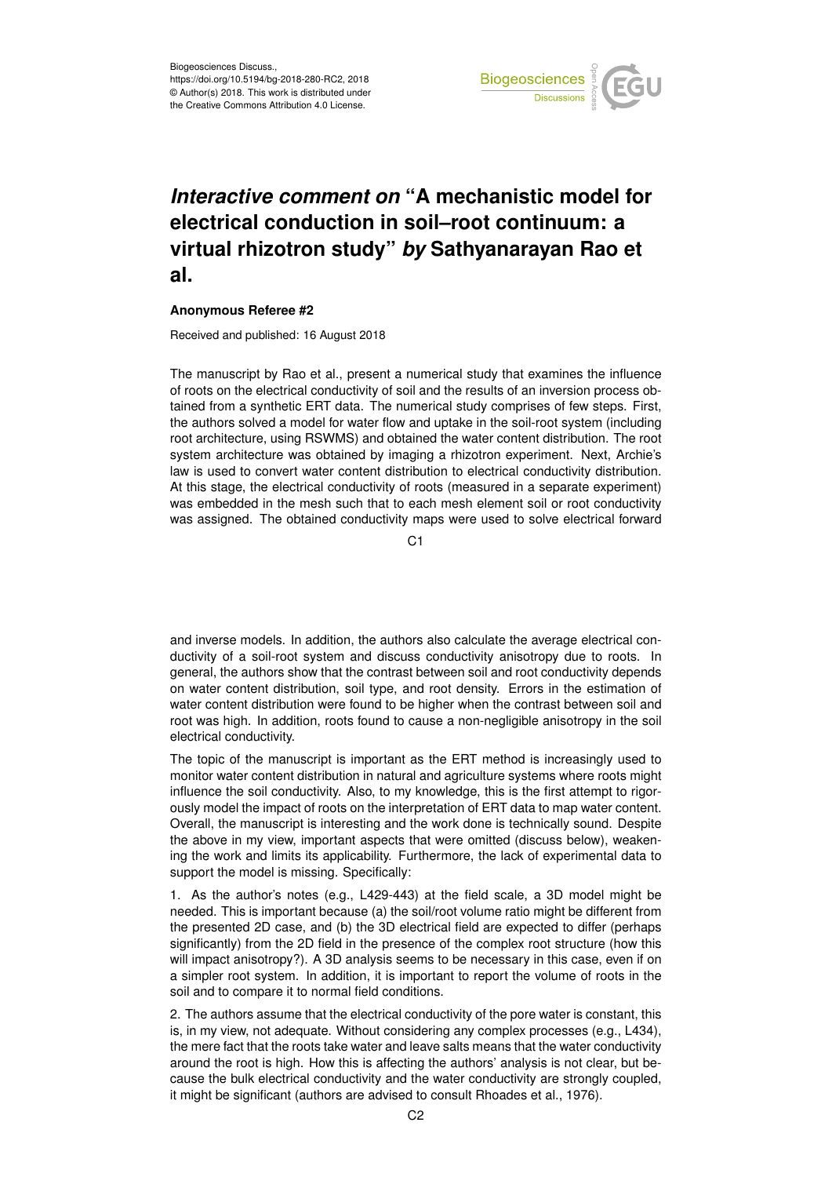# *Interactive comment on* "A mechanistic model for electrical conduction in soil–root continuum: a virtual rhizotron study" *by* Sathyanarayan Rao et al.

**Anonymous Referee #2**

Received and published: 16 August 2018

The manuscript by Rao et al., present a numerical study that examines the influence of roots on the electrical conductivity of soil and the results of an inversion process obtained from a synthetic ERT data. The numerical study comprises of few steps. First, the authors solved a model for water flow and uptake in the soil-root system (including root architecture, using RSWMS) and obtained the water content distribution. The root system architecture was obtained by imaging a rhizotron experiment. Next, Archie's law is used to convert water content distribution to electrical conductivity distribution. At this stage, the electrical conductivity of roots (measured in a separate experiment) was embedded in the mesh such that to each mesh element soil or root conductivity was assigned. The obtained conductivity maps were used to solve electrical forward and inverse models. In addition, the authors also calculate the average electrical conductivity of a soil-root system and discuss conductivity anisotropy due to roots. In general, the authors show that the contrast between soil and root conductivity depends on water content distribution, soil type, and root density. Errors in the estimation of water content distribution were found to be higher when the contrast between soil and root was high. In addition, roots found to cause a non-negligible anisotropy in the soil electrical conductivity.

The topic of the manuscript is important as the ERT method is increasingly used to monitor water content distribution in natural and agriculture systems where roots might influence the soil conductivity. Also, to my knowledge, this is the first attempt to rigorously model the impact of roots on the interpretation of ERT data to map water content. Overall, the manuscript is interesting and the work done is technically sound. Despite the above in my view, important aspects that were omitted (discuss below), weakening the work and limits its applicability. Furthermore, the lack of experimental data to support the model is missing. Specifically:

1. As the author's notes (e.g., L429-443) at the field scale, a 3D model might be needed. This is important because (a) the soil/root volume ratio might be different from the presented 2D case, and (b) the 3D electrical field are expected to differ (perhaps significantly) from the 2D field in the presence of the complex root structure (how this will impact anisotropy?). A 3D analysis seems to be necessary in this case, even if on a simpler root system. In addition, it is important to report the volume of roots in the soil and to compare it to normal field conditions.

2. The authors assume that the electrical conductivity of the pore water is constant, this is, in my view, not adequate. Without considering any complex processes (e.g., L434), the mere fact that the roots take water and leave salts means that the water conductivity around the root is high. How this is affecting the authors' analysis is not clear, but because the bulk electrical conductivity and the water conductivity are strongly coupled, it might be significant (authors are advised to consult Rhoades et al., 1976).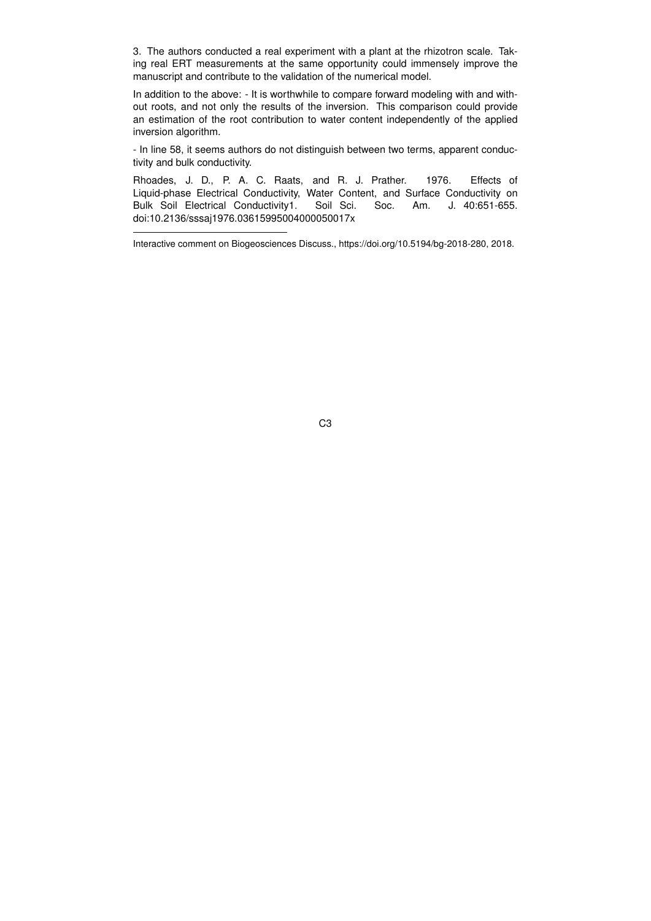3. The authors conducted a real experiment with a plant at the rhizotron scale. Taking real ERT measurements at the same opportunity could immensely improve the manuscript and contribute to the validation of the numerical model.

In addition to the above: - It is worthwhile to compare forward modeling with and without roots, and not only the results of the inversion. This comparison could provide an estimation of the root contribution to water content independently of the applied inversion algorithm.

- In line 58, it seems authors do not distinguish between two terms, apparent conductivity and bulk conductivity.

Rhoades, J. D., P. A. C. Raats, and R. J. Prather. 1976. Effects of Liquid-phase Electrical Conductivity, Water Content, and Surface Conductivity on Bulk Soil Electrical Conductivity1. Soil Sci. Soc. Am. J. 40:651-655. doi:10.2136/sssaj1976.03615995004000050017x

---

Interactive comment on Biogeosciences Discuss., https://doi.org/10.5194/bg-2018-280, 2018.